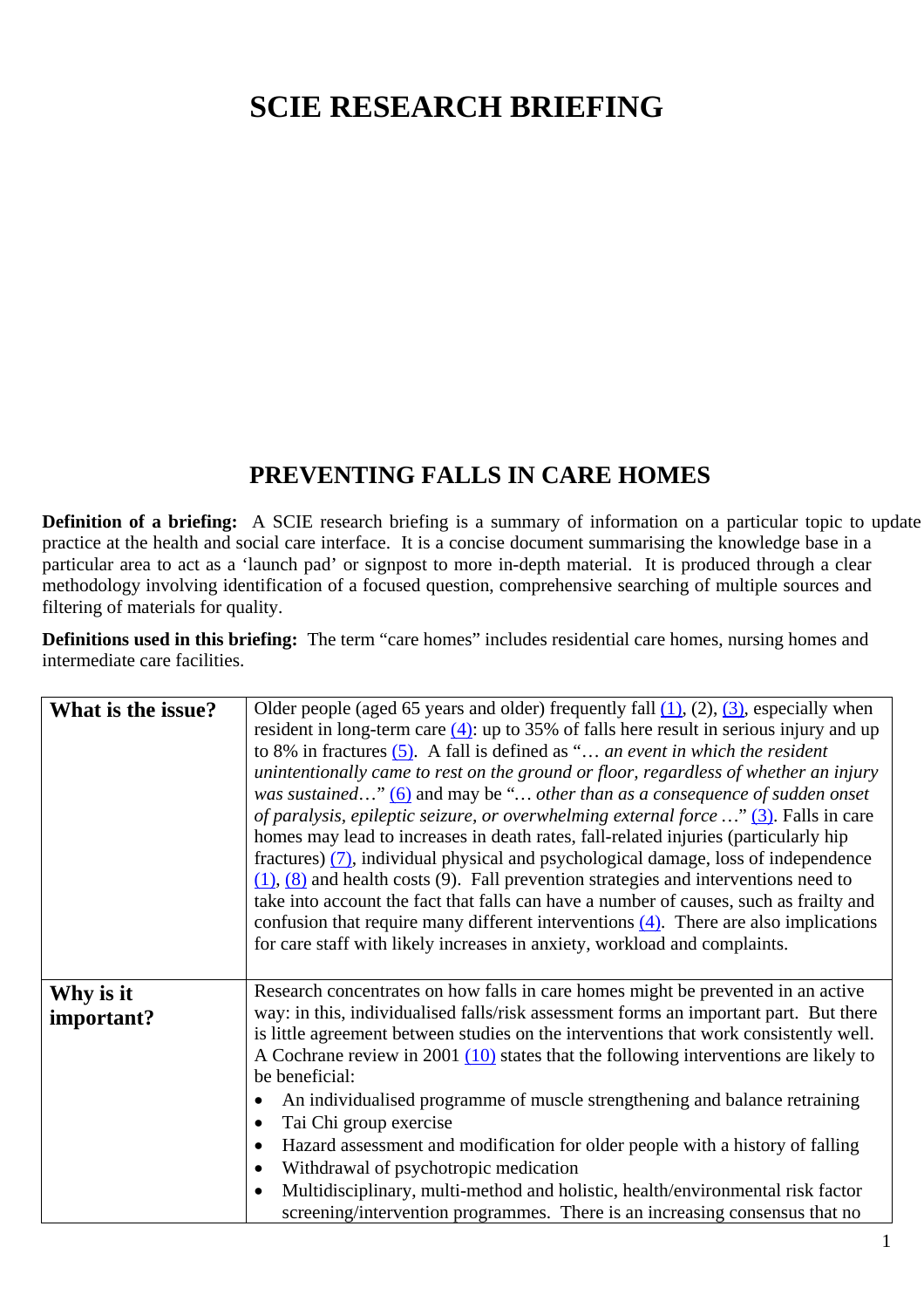# SCIE RESEARCH BRIEFING

## PREVENTING FALLS IN CARE HOMES

**Definition of a briefing:** A SCIE research briefing is a summary of information on a particular topic to update practice at the health and social care interface. It is a concise document summarising the knowledge base in a particular area to act as a 'launch pad' or signpost to more in-depth material. It is produced through a clear methodology involving identification of a focused question, comprehensive searching of multiple sources and filtering of materials for quality.

**Definitions used in this briefing:** The term "care homes" includes residential care homes, nursing homes and intermediate care facilities.

| | |
|---|---|
| **What is the issue?** | Older people (aged 65 years and older) frequently fall (1), (2), (3), especially when resident in long-term care (4): up to 35% of falls here result in serious injury and up to 8% in fractures (5). A fall is defined as "… *an event in which the resident unintentionally came to rest on the ground or floor, regardless of whether an injury was sustained*…" (6) and may be "… *other than as a consequence of sudden onset of paralysis, epileptic seizure, or overwhelming external force* …" (3). Falls in care homes may lead to increases in death rates, fall-related injuries (particularly hip fractures) (7), individual physical and psychological damage, loss of independence (1), (8) and health costs (9). Fall prevention strategies and interventions need to take into account the fact that falls can have a number of causes, such as frailty and confusion that require many different interventions (4). There are also implications for care staff with likely increases in anxiety, workload and complaints. |
| **Why is it important?** | Research concentrates on how falls in care homes might be prevented in an active way: in this, individualised falls/risk assessment forms an important part. But there is little agreement between studies on the interventions that work consistently well. A Cochrane review in 2001 (10) states that the following interventions are likely to be beneficial:<br>• An individualised programme of muscle strengthening and balance retraining<br>• Tai Chi group exercise<br>• Hazard assessment and modification for older people with a history of falling<br>• Withdrawal of psychotropic medication<br>• Multidisciplinary, multi-method and holistic, health/environmental risk factor screening/intervention programmes. There is an increasing consensus that no |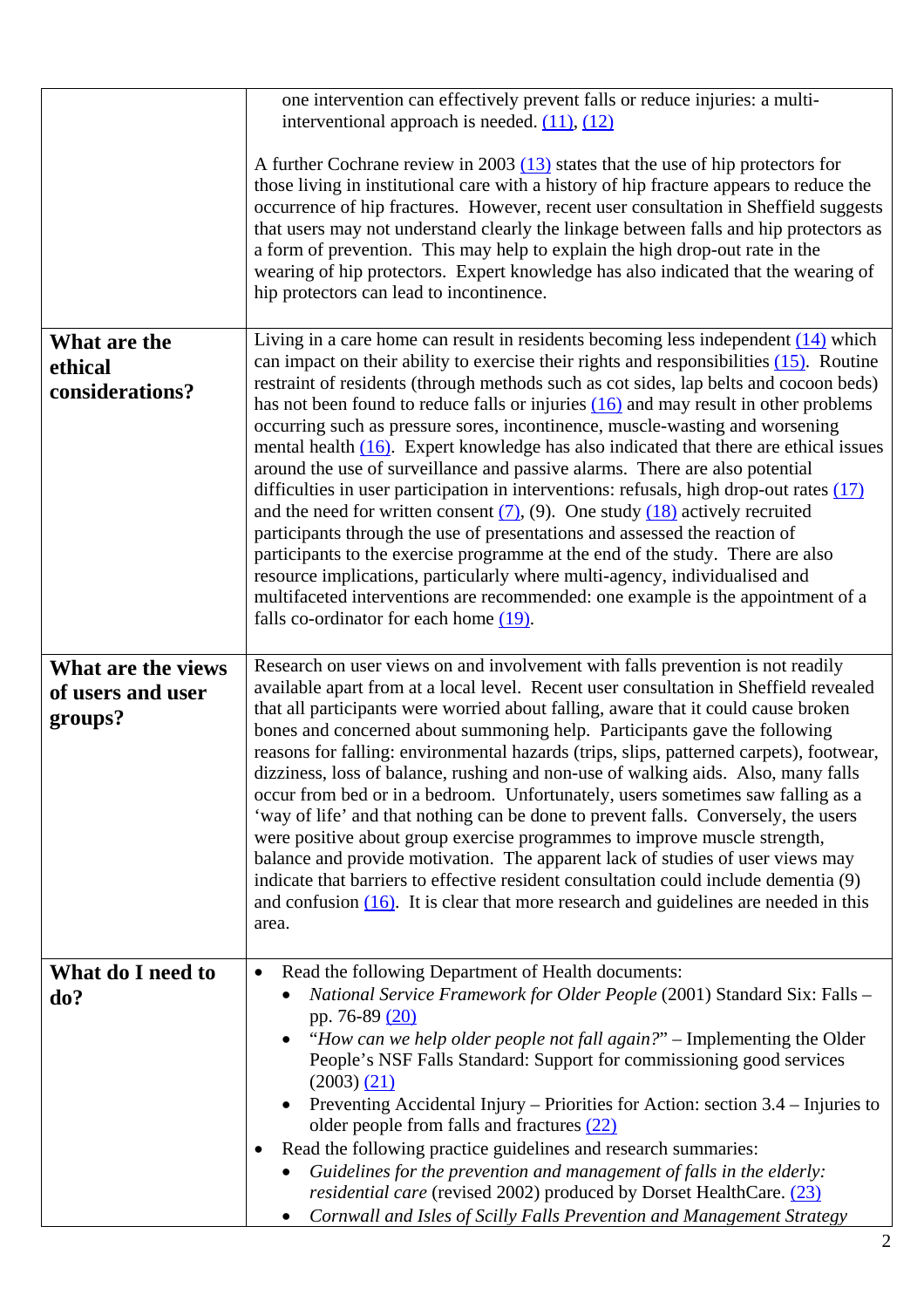| | |
|---|---|
| | one intervention can effectively prevent falls or reduce injuries: a multi-interventional approach is needed. (11), (12)<br><br>A further Cochrane review in 2003 (13) states that the use of hip protectors for those living in institutional care with a history of hip fracture appears to reduce the occurrence of hip fractures. However, recent user consultation in Sheffield suggests that users may not understand clearly the linkage between falls and hip protectors as a form of prevention. This may help to explain the high drop-out rate in the wearing of hip protectors. Expert knowledge has also indicated that the wearing of hip protectors can lead to incontinence. |
| **What are the ethical considerations?** | Living in a care home can result in residents becoming less independent (14) which can impact on their ability to exercise their rights and responsibilities (15). Routine restraint of residents (through methods such as cot sides, lap belts and cocoon beds) has not been found to reduce falls or injuries (16) and may result in other problems occurring such as pressure sores, incontinence, muscle-wasting and worsening mental health (16). Expert knowledge has also indicated that there are ethical issues around the use of surveillance and passive alarms. There are also potential difficulties in user participation in interventions: refusals, high drop-out rates (17) and the need for written consent (7), (9). One study (18) actively recruited participants through the use of presentations and assessed the reaction of participants to the exercise programme at the end of the study. There are also resource implications, particularly where multi-agency, individualised and multifaceted interventions are recommended: one example is the appointment of a falls co-ordinator for each home (19). |
| **What are the views of users and user groups?** | Research on user views on and involvement with falls prevention is not readily available apart from at a local level. Recent user consultation in Sheffield revealed that all participants were worried about falling, aware that it could cause broken bones and concerned about summoning help. Participants gave the following reasons for falling: environmental hazards (trips, slips, patterned carpets), footwear, dizziness, loss of balance, rushing and non-use of walking aids. Also, many falls occur from bed or in a bedroom. Unfortunately, users sometimes saw falling as a 'way of life' and that nothing can be done to prevent falls. Conversely, the users were positive about group exercise programmes to improve muscle strength, balance and provide motivation. The apparent lack of studies of user views may indicate that barriers to effective resident consultation could include dementia (9) and confusion (16). It is clear that more research and guidelines are needed in this area. |
| **What do I need to do?** | • Read the following Department of Health documents:<br>&nbsp;&nbsp;◦ *National Service Framework for Older People* (2001) Standard Six: Falls – pp. 76-89 (20)<br>&nbsp;&nbsp;◦ "*How can we help older people not fall again?*" – Implementing the Older People's NSF Falls Standard: Support for commissioning good services (2003) (21)<br>&nbsp;&nbsp;◦ Preventing Accidental Injury – Priorities for Action: section 3.4 – Injuries to older people from falls and fractures (22)<br>• Read the following practice guidelines and research summaries:<br>&nbsp;&nbsp;◦ *Guidelines for the prevention and management of falls in the elderly: residential care* (revised 2002) produced by Dorset HealthCare. (23)<br>&nbsp;&nbsp;◦ *Cornwall and Isles of Scilly Falls Prevention and Management Strategy* |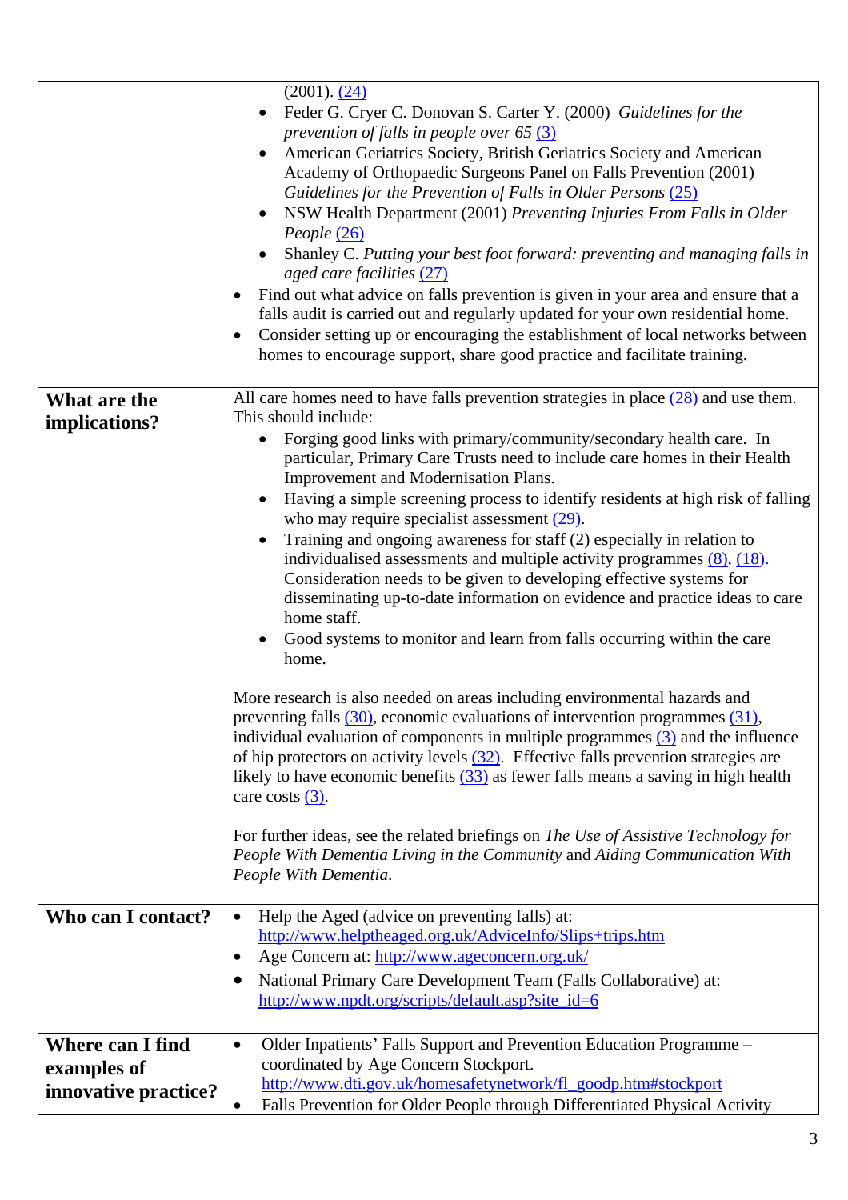| | |
|---|---|
| | (2001). (24)<br>• Feder G. Cryer C. Donovan S. Carter Y. (2000) *Guidelines for the prevention of falls in people over 65* (3)<br>• American Geriatrics Society, British Geriatrics Society and American Academy of Orthopaedic Surgeons Panel on Falls Prevention (2001) *Guidelines for the Prevention of Falls in Older Persons* (25)<br>• NSW Health Department (2001) *Preventing Injuries From Falls in Older People* (26)<br>• Shanley C. *Putting your best foot forward: preventing and managing falls in aged care facilities* (27)<br>• Find out what advice on falls prevention is given in your area and ensure that a falls audit is carried out and regularly updated for your own residential home.<br>• Consider setting up or encouraging the establishment of local networks between homes to encourage support, share good practice and facilitate training. |
| **What are the implications?** | All care homes need to have falls prevention strategies in place (28) and use them. This should include:<br>• Forging good links with primary/community/secondary health care. In particular, Primary Care Trusts need to include care homes in their Health Improvement and Modernisation Plans.<br>• Having a simple screening process to identify residents at high risk of falling who may require specialist assessment (29).<br>• Training and ongoing awareness for staff (2) especially in relation to individualised assessments and multiple activity programmes (8), (18). Consideration needs to be given to developing effective systems for disseminating up-to-date information on evidence and practice ideas to care home staff.<br>• Good systems to monitor and learn from falls occurring within the care home.<br><br>More research is also needed on areas including environmental hazards and preventing falls (30), economic evaluations of intervention programmes (31), individual evaluation of components in multiple programmes (3) and the influence of hip protectors on activity levels (32). Effective falls prevention strategies are likely to have economic benefits (33) as fewer falls means a saving in high health care costs (3).<br><br>For further ideas, see the related briefings on *The Use of Assistive Technology for People With Dementia Living in the Community* and *Aiding Communication With People With Dementia*. |
| **Who can I contact?** | • Help the Aged (advice on preventing falls) at: http://www.helptheaged.org.uk/AdviceInfo/Slips+trips.htm<br>• Age Concern at: http://www.ageconcern.org.uk/<br>• National Primary Care Development Team (Falls Collaborative) at: http://www.npdt.org/scripts/default.asp?site_id=6 |
| **Where can I find examples of innovative practice?** | • Older Inpatients' Falls Support and Prevention Education Programme – coordinated by Age Concern Stockport. http://www.dti.gov.uk/homesafetynetwork/fl_goodp.htm#stockport<br>• Falls Prevention for Older People through Differentiated Physical Activity |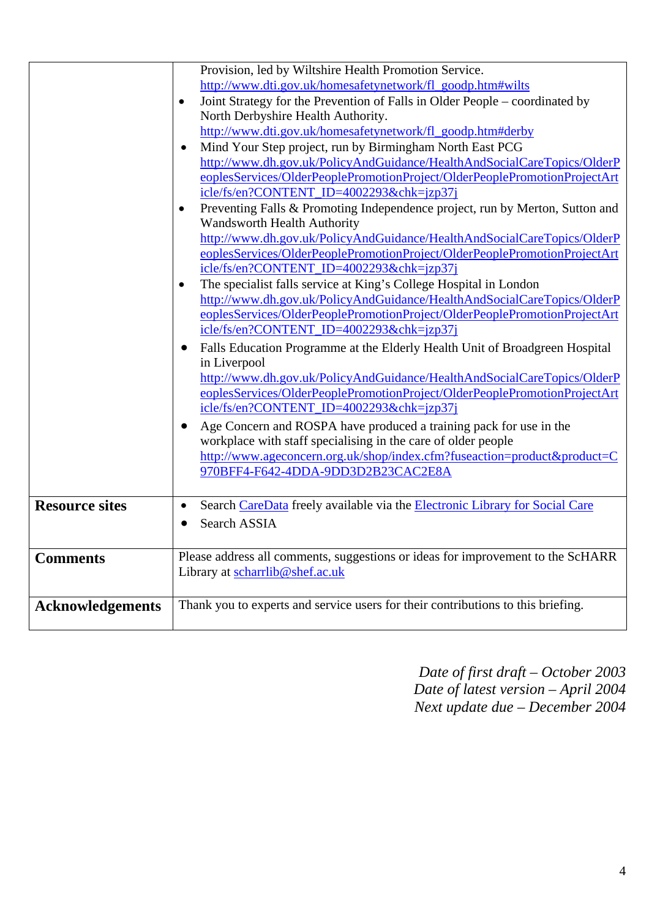| | |
|---|---|
| | Provision, led by Wiltshire Health Promotion Service. http://www.dti.gov.uk/homesafetynetwork/fl_goodp.htm#wilts<br>• Joint Strategy for the Prevention of Falls in Older People – coordinated by North Derbyshire Health Authority. http://www.dti.gov.uk/homesafetynetwork/fl_goodp.htm#derby<br>• Mind Your Step project, run by Birmingham North East PCG http://www.dh.gov.uk/PolicyAndGuidance/HealthAndSocialCareTopics/OlderPeoplesServices/OlderPeoplePromotionProject/OlderPeoplePromotionProjectArticle/fs/en?CONTENT_ID=4002293&chk=jzp37j<br>• Preventing Falls & Promoting Independence project, run by Merton, Sutton and Wandsworth Health Authority http://www.dh.gov.uk/PolicyAndGuidance/HealthAndSocialCareTopics/OlderPeoplesServices/OlderPeoplePromotionProject/OlderPeoplePromotionProjectArticle/fs/en?CONTENT_ID=4002293&chk=jzp37j<br>• The specialist falls service at King's College Hospital in London http://www.dh.gov.uk/PolicyAndGuidance/HealthAndSocialCareTopics/OlderPeoplesServices/OlderPeoplePromotionProject/OlderPeoplePromotionProjectArticle/fs/en?CONTENT_ID=4002293&chk=jzp37j<br>• Falls Education Programme at the Elderly Health Unit of Broadgreen Hospital in Liverpool http://www.dh.gov.uk/PolicyAndGuidance/HealthAndSocialCareTopics/OlderPeoplesServices/OlderPeoplePromotionProject/OlderPeoplePromotionProjectArticle/fs/en?CONTENT_ID=4002293&chk=jzp37j<br>• Age Concern and ROSPA have produced a training pack for use in the workplace with staff specialising in the care of older people http://www.ageconcern.org.uk/shop/index.cfm?fuseaction=product&product=C970BFF4-F642-4DDA-9DD3D2B23CAC2E8A |
| **Resource sites** | • Search CareData freely available via the Electronic Library for Social Care<br>• Search ASSIA |
| **Comments** | Please address all comments, suggestions or ideas for improvement to the ScHARR Library at scharrlib@shef.ac.uk |
| **Acknowledgements** | Thank you to experts and service users for their contributions to this briefing. |

*Date of first draft – October 2003*
*Date of latest version – April 2004*
*Next update due – December 2004*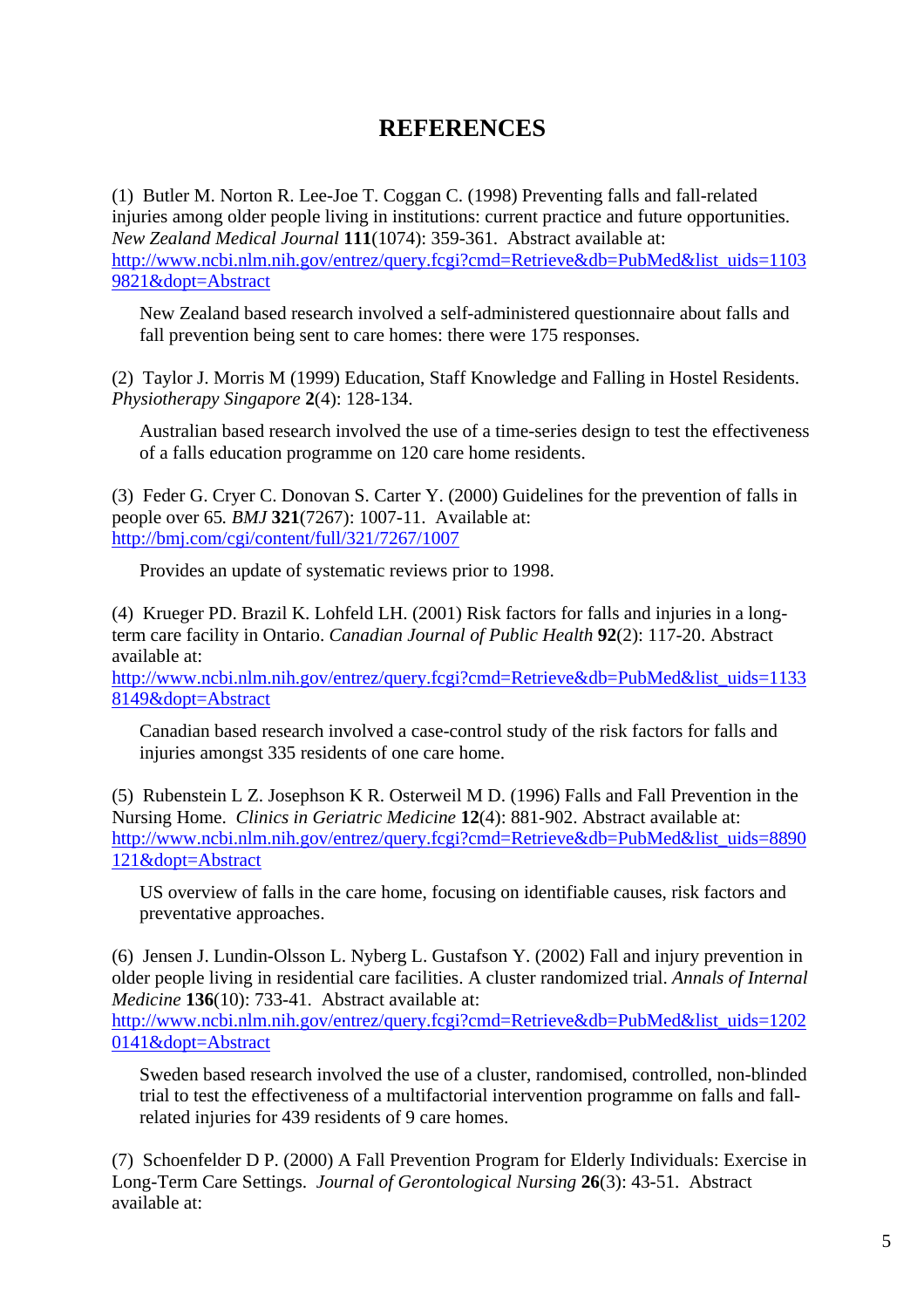# REFERENCES

(1) Butler M. Norton R. Lee-Joe T. Coggan C. (1998) Preventing falls and fall-related injuries among older people living in institutions: current practice and future opportunities. *New Zealand Medical Journal* **111**(1074): 359-361. Abstract available at: http://www.ncbi.nlm.nih.gov/entrez/query.fcgi?cmd=Retrieve&db=PubMed&list_uids=11039821&dopt=Abstract

> New Zealand based research involved a self-administered questionnaire about falls and fall prevention being sent to care homes: there were 175 responses.

(2) Taylor J. Morris M (1999) Education, Staff Knowledge and Falling in Hostel Residents. *Physiotherapy Singapore* **2**(4): 128-134.

> Australian based research involved the use of a time-series design to test the effectiveness of a falls education programme on 120 care home residents.

(3) Feder G. Cryer C. Donovan S. Carter Y. (2000) Guidelines for the prevention of falls in people over 65*.* *BMJ* **321**(7267): 1007-11. Available at: http://bmj.com/cgi/content/full/321/7267/1007

> Provides an update of systematic reviews prior to 1998.

(4) Krueger PD. Brazil K. Lohfeld LH. (2001) Risk factors for falls and injuries in a long-term care facility in Ontario. *Canadian Journal of Public Health* **92**(2): 117-20. Abstract available at: http://www.ncbi.nlm.nih.gov/entrez/query.fcgi?cmd=Retrieve&db=PubMed&list_uids=11338149&dopt=Abstract

> Canadian based research involved a case-control study of the risk factors for falls and injuries amongst 335 residents of one care home.

(5) Rubenstein L Z. Josephson K R. Osterweil M D. (1996) Falls and Fall Prevention in the Nursing Home. *Clinics in Geriatric Medicine* **12**(4): 881-902. Abstract available at: http://www.ncbi.nlm.nih.gov/entrez/query.fcgi?cmd=Retrieve&db=PubMed&list_uids=8890121&dopt=Abstract

> US overview of falls in the care home, focusing on identifiable causes, risk factors and preventative approaches.

(6) Jensen J. Lundin-Olsson L. Nyberg L. Gustafson Y. (2002) Fall and injury prevention in older people living in residential care facilities. A cluster randomized trial. *Annals of Internal Medicine* **136**(10): 733-41. Abstract available at: http://www.ncbi.nlm.nih.gov/entrez/query.fcgi?cmd=Retrieve&db=PubMed&list_uids=12020141&dopt=Abstract

> Sweden based research involved the use of a cluster, randomised, controlled, non-blinded trial to test the effectiveness of a multifactorial intervention programme on falls and fall-related injuries for 439 residents of 9 care homes.

(7) Schoenfelder D P. (2000) A Fall Prevention Program for Elderly Individuals: Exercise in Long-Term Care Settings. *Journal of Gerontological Nursing* **26**(3): 43-51. Abstract available at: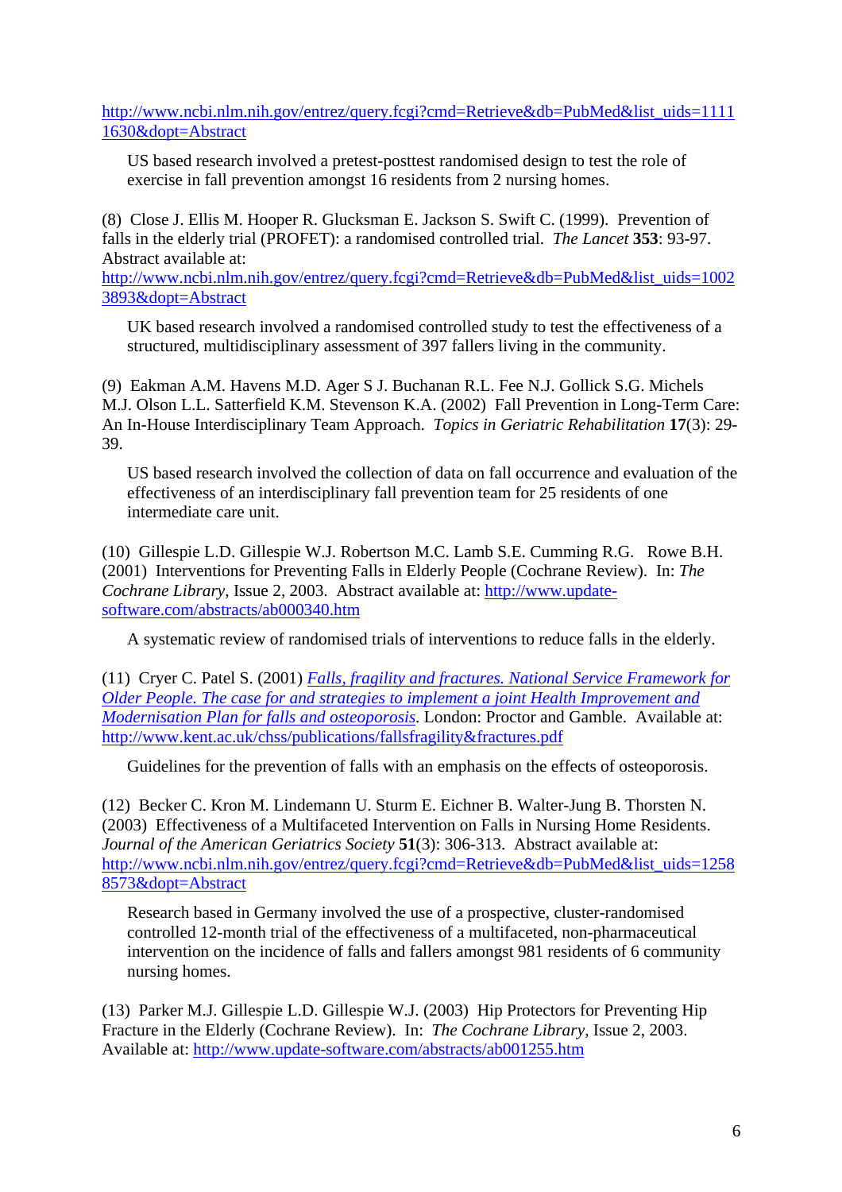http://www.ncbi.nlm.nih.gov/entrez/query.fcgi?cmd=Retrieve&db=PubMed&list_uids=11111630&dopt=Abstract

> US based research involved a pretest-posttest randomised design to test the role of exercise in fall prevention amongst 16 residents from 2 nursing homes.

(8) Close J. Ellis M. Hooper R. Glucksman E. Jackson S. Swift C. (1999). Prevention of falls in the elderly trial (PROFET): a randomised controlled trial. *The Lancet* **353**: 93-97. Abstract available at: http://www.ncbi.nlm.nih.gov/entrez/query.fcgi?cmd=Retrieve&db=PubMed&list_uids=10023893&dopt=Abstract

> UK based research involved a randomised controlled study to test the effectiveness of a structured, multidisciplinary assessment of 397 fallers living in the community.

(9) Eakman A.M. Havens M.D. Ager S J. Buchanan R.L. Fee N.J. Gollick S.G. Michels M.J. Olson L.L. Satterfield K.M. Stevenson K.A. (2002) Fall Prevention in Long-Term Care: An In-House Interdisciplinary Team Approach. *Topics in Geriatric Rehabilitation* **17**(3): 29-39.

> US based research involved the collection of data on fall occurrence and evaluation of the effectiveness of an interdisciplinary fall prevention team for 25 residents of one intermediate care unit.

(10) Gillespie L.D. Gillespie W.J. Robertson M.C. Lamb S.E. Cumming R.G. Rowe B.H. (2001) Interventions for Preventing Falls in Elderly People (Cochrane Review). In: *The Cochrane Library*, Issue 2, 2003. Abstract available at: http://www.update-software.com/abstracts/ab000340.htm

> A systematic review of randomised trials of interventions to reduce falls in the elderly.

(11) Cryer C. Patel S. (2001) *Falls, fragility and fractures. National Service Framework for Older People. The case for and strategies to implement a joint Health Improvement and Modernisation Plan for falls and osteoporosis*. London: Proctor and Gamble. Available at: http://www.kent.ac.uk/chss/publications/fallsfragility&fractures.pdf

> Guidelines for the prevention of falls with an emphasis on the effects of osteoporosis.

(12) Becker C. Kron M. Lindemann U. Sturm E. Eichner B. Walter-Jung B. Thorsten N. (2003) Effectiveness of a Multifaceted Intervention on Falls in Nursing Home Residents. *Journal of the American Geriatrics Society* **51**(3): 306-313. Abstract available at: http://www.ncbi.nlm.nih.gov/entrez/query.fcgi?cmd=Retrieve&db=PubMed&list_uids=12588573&dopt=Abstract

> Research based in Germany involved the use of a prospective, cluster-randomised controlled 12-month trial of the effectiveness of a multifaceted, non-pharmaceutical intervention on the incidence of falls and fallers amongst 981 residents of 6 community nursing homes.

(13) Parker M.J. Gillespie L.D. Gillespie W.J. (2003) Hip Protectors for Preventing Hip Fracture in the Elderly (Cochrane Review). In: *The Cochrane Library*, Issue 2, 2003. Available at: http://www.update-software.com/abstracts/ab001255.htm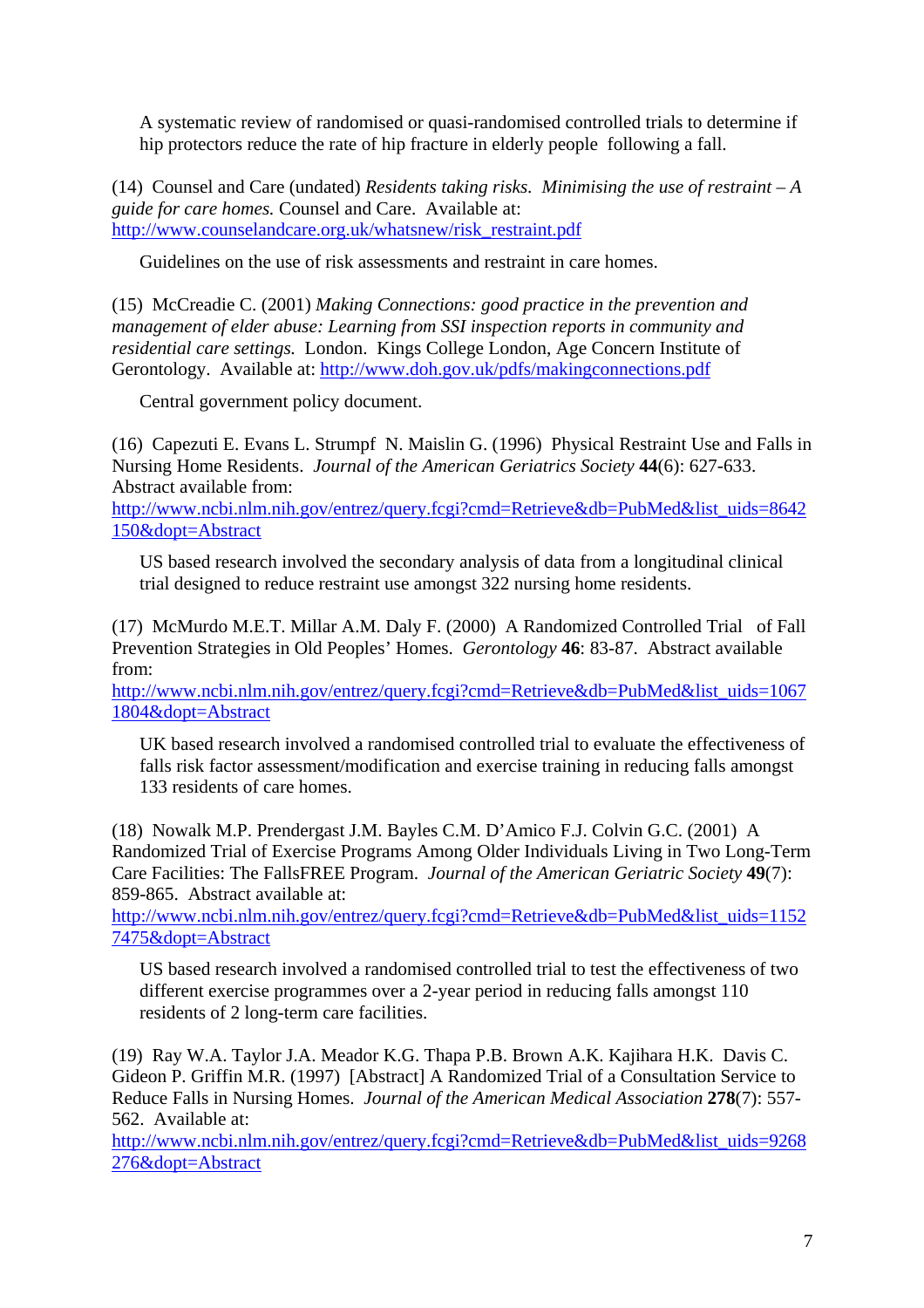A systematic review of randomised or quasi-randomised controlled trials to determine if hip protectors reduce the rate of hip fracture in elderly people following a fall.

(14) Counsel and Care (undated) *Residents taking risks. Minimising the use of restraint – A guide for care homes.* Counsel and Care. Available at: http://www.counselandcare.org.uk/whatsnew/risk_restraint.pdf

Guidelines on the use of risk assessments and restraint in care homes.

(15) McCreadie C. (2001) *Making Connections: good practice in the prevention and management of elder abuse: Learning from SSI inspection reports in community and residential care settings.* London. Kings College London, Age Concern Institute of Gerontology. Available at: http://www.doh.gov.uk/pdfs/makingconnections.pdf

Central government policy document.

(16) Capezuti E. Evans L. Strumpf N. Maislin G. (1996) Physical Restraint Use and Falls in Nursing Home Residents. *Journal of the American Geriatrics Society* **44**(6): 627-633. Abstract available from: http://www.ncbi.nlm.nih.gov/entrez/query.fcgi?cmd=Retrieve&db=PubMed&list_uids=8642150&dopt=Abstract

US based research involved the secondary analysis of data from a longitudinal clinical trial designed to reduce restraint use amongst 322 nursing home residents.

(17) McMurdo M.E.T. Millar A.M. Daly F. (2000) A Randomized Controlled Trial of Fall Prevention Strategies in Old Peoples' Homes. *Gerontology* **46**: 83-87. Abstract available from: http://www.ncbi.nlm.nih.gov/entrez/query.fcgi?cmd=Retrieve&db=PubMed&list_uids=10671804&dopt=Abstract

UK based research involved a randomised controlled trial to evaluate the effectiveness of falls risk factor assessment/modification and exercise training in reducing falls amongst 133 residents of care homes.

(18) Nowalk M.P. Prendergast J.M. Bayles C.M. D'Amico F.J. Colvin G.C. (2001) A Randomized Trial of Exercise Programs Among Older Individuals Living in Two Long-Term Care Facilities: The FallsFREE Program. *Journal of the American Geriatric Society* **49**(7): 859-865. Abstract available at: http://www.ncbi.nlm.nih.gov/entrez/query.fcgi?cmd=Retrieve&db=PubMed&list_uids=11527475&dopt=Abstract

US based research involved a randomised controlled trial to test the effectiveness of two different exercise programmes over a 2-year period in reducing falls amongst 110 residents of 2 long-term care facilities.

(19) Ray W.A. Taylor J.A. Meador K.G. Thapa P.B. Brown A.K. Kajihara H.K. Davis C. Gideon P. Griffin M.R. (1997) [Abstract] A Randomized Trial of a Consultation Service to Reduce Falls in Nursing Homes. *Journal of the American Medical Association* **278**(7): 557-562. Available at: http://www.ncbi.nlm.nih.gov/entrez/query.fcgi?cmd=Retrieve&db=PubMed&list_uids=9268276&dopt=Abstract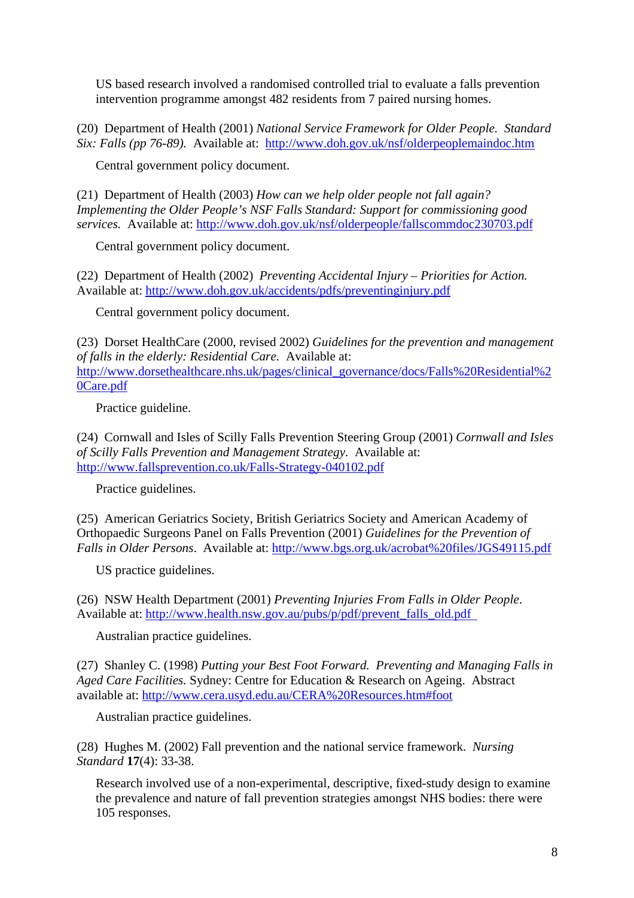US based research involved a randomised controlled trial to evaluate a falls prevention intervention programme amongst 482 residents from 7 paired nursing homes.

(20) Department of Health (2001) *National Service Framework for Older People. Standard Six: Falls (pp 76-89).* Available at: http://www.doh.gov.uk/nsf/olderpeoplemaindoc.htm

Central government policy document.

(21) Department of Health (2003) *How can we help older people not fall again? Implementing the Older People's NSF Falls Standard: Support for commissioning good services.* Available at: http://www.doh.gov.uk/nsf/olderpeople/fallscommdoc230703.pdf

Central government policy document.

(22) Department of Health (2002) *Preventing Accidental Injury – Priorities for Action.* Available at: http://www.doh.gov.uk/accidents/pdfs/preventinginjury.pdf

Central government policy document.

(23) Dorset HealthCare (2000, revised 2002) *Guidelines for the prevention and management of falls in the elderly: Residential Care.* Available at: http://www.dorsethealthcare.nhs.uk/pages/clinical_governance/docs/Falls%20Residential%20Care.pdf

Practice guideline.

(24) Cornwall and Isles of Scilly Falls Prevention Steering Group (2001) *Cornwall and Isles of Scilly Falls Prevention and Management Strategy*. Available at: http://www.fallsprevention.co.uk/Falls-Strategy-040102.pdf

Practice guidelines.

(25) American Geriatrics Society, British Geriatrics Society and American Academy of Orthopaedic Surgeons Panel on Falls Prevention (2001) *Guidelines for the Prevention of Falls in Older Persons*. Available at: http://www.bgs.org.uk/acrobat%20files/JGS49115.pdf

US practice guidelines.

(26) NSW Health Department (2001) *Preventing Injuries From Falls in Older People*. Available at: http://www.health.nsw.gov.au/pubs/p/pdf/prevent_falls_old.pdf

Australian practice guidelines.

(27) Shanley C. (1998) *Putting your Best Foot Forward. Preventing and Managing Falls in Aged Care Facilities.* Sydney: Centre for Education & Research on Ageing. Abstract available at: http://www.cera.usyd.edu.au/CERA%20Resources.htm#foot

Australian practice guidelines.

(28) Hughes M. (2002) Fall prevention and the national service framework. *Nursing Standard* **17**(4): 33-38.

Research involved use of a non-experimental, descriptive, fixed-study design to examine the prevalence and nature of fall prevention strategies amongst NHS bodies: there were 105 responses.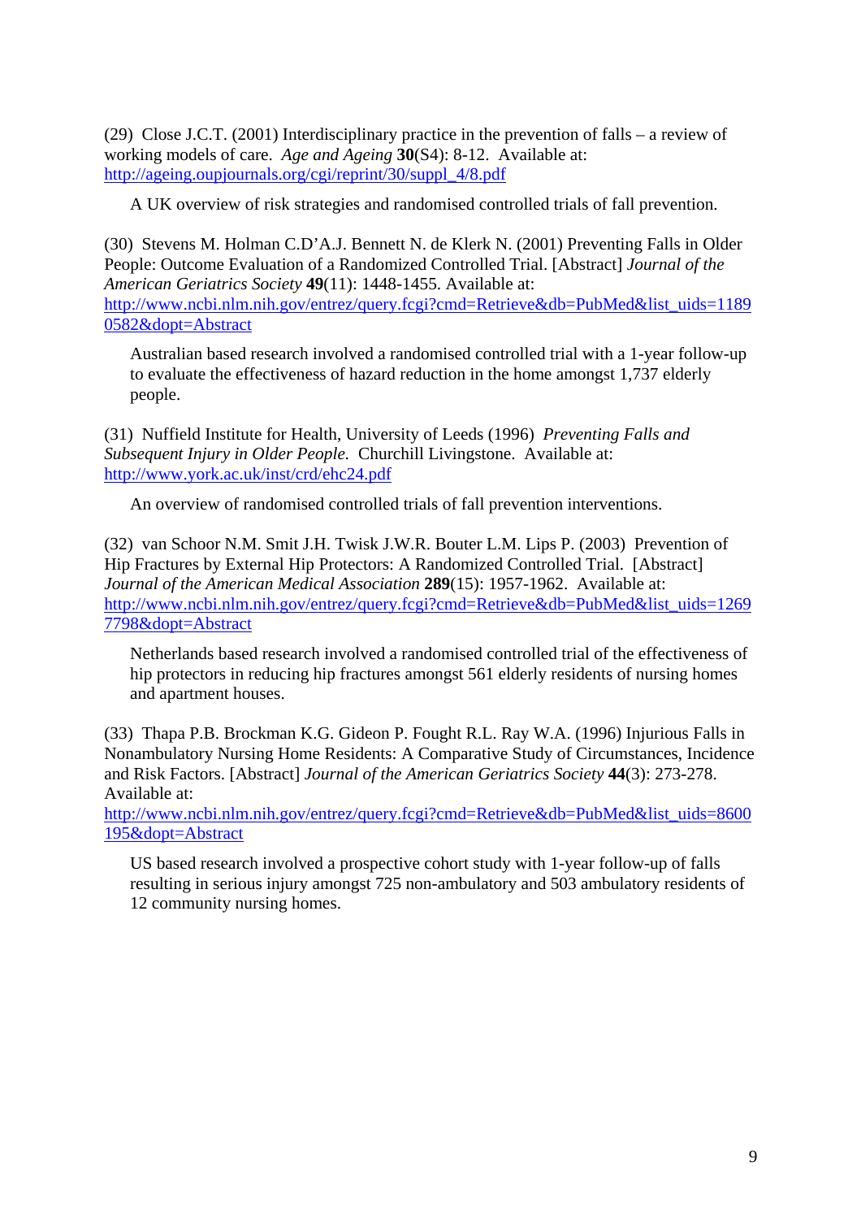(29) Close J.C.T. (2001) Interdisciplinary practice in the prevention of falls – a review of working models of care. *Age and Ageing* **30**(S4): 8-12. Available at: http://ageing.oupjournals.org/cgi/reprint/30/suppl_4/8.pdf

> A UK overview of risk strategies and randomised controlled trials of fall prevention.

(30) Stevens M. Holman C.D'A.J. Bennett N. de Klerk N. (2001) Preventing Falls in Older People: Outcome Evaluation of a Randomized Controlled Trial. [Abstract] *Journal of the American Geriatrics Society* **49**(11): 1448-1455. Available at: http://www.ncbi.nlm.nih.gov/entrez/query.fcgi?cmd=Retrieve&db=PubMed&list_uids=11890582&dopt=Abstract

> Australian based research involved a randomised controlled trial with a 1-year follow-up to evaluate the effectiveness of hazard reduction in the home amongst 1,737 elderly people.

(31) Nuffield Institute for Health, University of Leeds (1996) *Preventing Falls and Subsequent Injury in Older People.* Churchill Livingstone. Available at: http://www.york.ac.uk/inst/crd/ehc24.pdf

> An overview of randomised controlled trials of fall prevention interventions.

(32) van Schoor N.M. Smit J.H. Twisk J.W.R. Bouter L.M. Lips P. (2003) Prevention of Hip Fractures by External Hip Protectors: A Randomized Controlled Trial. [Abstract] *Journal of the American Medical Association* **289**(15): 1957-1962. Available at: http://www.ncbi.nlm.nih.gov/entrez/query.fcgi?cmd=Retrieve&db=PubMed&list_uids=12697798&dopt=Abstract

> Netherlands based research involved a randomised controlled trial of the effectiveness of hip protectors in reducing hip fractures amongst 561 elderly residents of nursing homes and apartment houses.

(33) Thapa P.B. Brockman K.G. Gideon P. Fought R.L. Ray W.A. (1996) Injurious Falls in Nonambulatory Nursing Home Residents: A Comparative Study of Circumstances, Incidence and Risk Factors. [Abstract] *Journal of the American Geriatrics Society* **44**(3): 273-278. Available at: http://www.ncbi.nlm.nih.gov/entrez/query.fcgi?cmd=Retrieve&db=PubMed&list_uids=8600195&dopt=Abstract

> US based research involved a prospective cohort study with 1-year follow-up of falls resulting in serious injury amongst 725 non-ambulatory and 503 ambulatory residents of 12 community nursing homes.